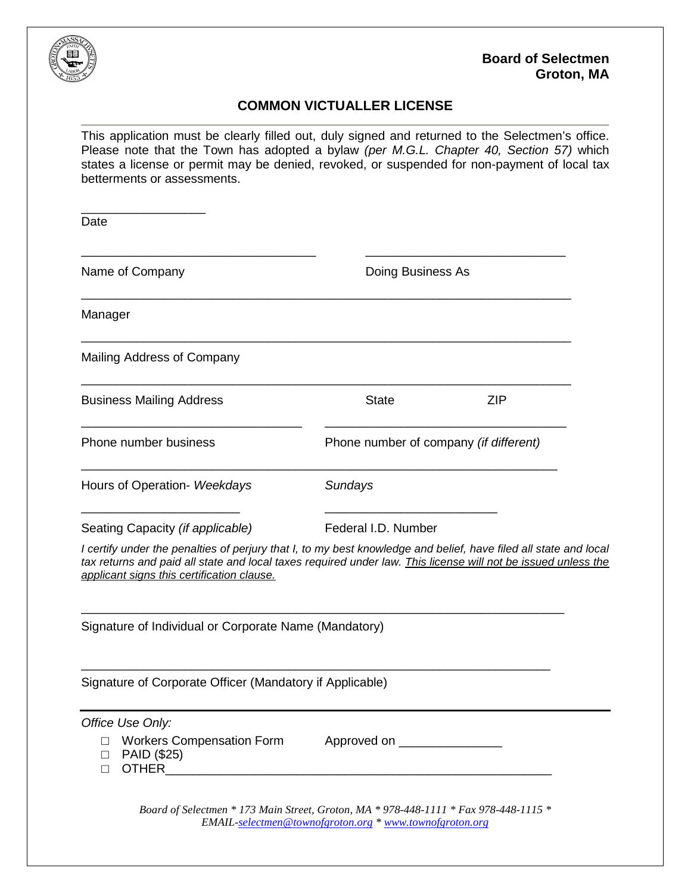**Board of Selectmen**
**Groton, MA**

# COMMON VICTUALLER LICENSE

This application must be clearly filled out, duly signed and returned to the Selectmen's office. Please note that the Town has adopted a bylaw *(per M.G.L. Chapter 40, Section 57)* which states a license or permit may be denied, revoked, or suspended for non-payment of local tax betterments or assessments.

\_\_\_\_\_\_\_\_\_\_\_\_\_\_\_\_\_\_
Date

\_\_\_\_\_\_\_\_\_\_\_\_\_\_\_\_\_\_\_\_\_\_\_\_\_\_\_\_\_\_\_\_\_\_ \_\_\_\_\_\_\_\_\_\_\_\_\_\_\_\_\_\_\_\_\_\_\_\_\_\_\_\_\_
Name of Company Doing Business As

\_\_\_\_\_\_\_\_\_\_\_\_\_\_\_\_\_\_\_\_\_\_\_\_\_\_\_\_\_\_\_\_\_\_\_\_\_\_\_\_\_\_\_\_\_\_\_\_\_\_\_\_\_\_\_\_\_\_\_\_\_\_\_\_\_\_\_\_\_
Manager

\_\_\_\_\_\_\_\_\_\_\_\_\_\_\_\_\_\_\_\_\_\_\_\_\_\_\_\_\_\_\_\_\_\_\_\_\_\_\_\_\_\_\_\_\_\_\_\_\_\_\_\_\_\_\_\_\_\_\_\_\_\_\_\_\_\_\_\_\_
Mailing Address of Company

\_\_\_\_\_\_\_\_\_\_\_\_\_\_\_\_\_\_\_\_\_\_\_\_\_\_\_\_\_\_\_\_\_\_\_\_\_\_\_\_\_\_\_\_\_\_\_\_\_\_\_\_\_\_\_\_\_\_\_\_\_\_\_\_\_\_\_\_\_
Business Mailing Address State ZIP

\_\_\_\_\_\_\_\_\_\_\_\_\_\_\_\_\_\_\_\_\_\_\_\_\_\_\_\_\_\_\_\_ \_\_\_\_\_\_\_\_\_\_\_\_\_\_\_\_\_\_\_\_\_\_\_\_\_\_\_\_\_\_\_\_\_\_\_
Phone number business Phone number of company *(if different)*

\_\_\_\_\_\_\_\_\_\_\_\_\_\_\_\_\_\_\_\_\_\_\_\_\_\_\_\_\_\_\_\_\_\_\_\_\_\_\_\_\_\_\_\_\_\_\_\_\_\_\_\_\_\_\_\_\_\_\_\_\_\_\_\_\_\_\_
Hours of Operation- *Weekdays* *Sundays*

\_\_\_\_\_\_\_\_\_\_\_\_\_\_\_\_\_\_\_\_\_\_\_ \_\_\_\_\_\_\_\_\_\_\_\_\_\_\_\_\_\_\_\_\_\_\_\_\_
Seating Capacity *(if applicable)* Federal I.D. Number

*I certify under the penalties of perjury that I, to my best knowledge and belief, have filed all state and local tax returns and paid all state and local taxes required under law. <u>This license will not be issued unless the applicant signs this certification clause.</u>*

\_\_\_\_\_\_\_\_\_\_\_\_\_\_\_\_\_\_\_\_\_\_\_\_\_\_\_\_\_\_\_\_\_\_\_\_\_\_\_\_\_\_\_\_\_\_\_\_\_\_\_\_\_\_\_\_\_\_\_\_\_\_\_\_\_\_\_
Signature of Individual or Corporate Name (Mandatory)

\_\_\_\_\_\_\_\_\_\_\_\_\_\_\_\_\_\_\_\_\_\_\_\_\_\_\_\_\_\_\_\_\_\_\_\_\_\_\_\_\_\_\_\_\_\_\_\_\_\_\_\_\_\_\_\_\_\_\_\_\_\_\_\_
Signature of Corporate Officer (Mandatory if Applicable)

---

*Office Use Only:*

- ☐ Workers Compensation Form Approved on \_\_\_\_\_\_\_\_\_\_\_\_\_\_\_
- ☐ PAID ($25)
- ☐ OTHER\_\_\_\_\_\_\_\_\_\_\_\_\_\_\_\_\_\_\_\_\_\_\_\_\_\_\_\_\_\_\_\_\_\_\_\_\_\_\_\_\_\_\_\_\_\_\_\_\_\_\_\_\_\_\_

*Board of Selectmen * 173 Main Street, Groton, MA * 978-448-1111 * Fax 978-448-1115 * EMAIL-selectmen@townofgroton.org * www.townofgroton.org*